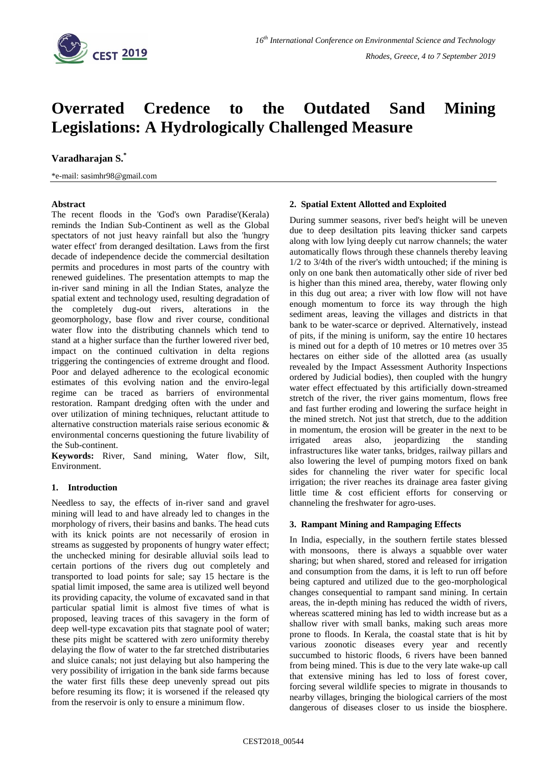# Overrated Credence to the Outdated Sand Mining Legislations: A Hydrologically Challenged Measure

**Varadharajan S.***

*e-mail: sasimhr98@gmail.com

**Abstract**

The recent floods in the 'God's own Paradise'(Kerala) reminds the Indian Sub-Continent as well as the Global spectators of not just heavy rainfall but also the 'hungry water effect' from deranged desiltation. Laws from the first decade of independence decide the commercial desiltation permits and procedures in most parts of the country with renewed guidelines. The presentation attempts to map the in-river sand mining in all the Indian States, analyze the spatial extent and technology used, resulting degradation of the completely dug-out rivers, alterations in the geomorphology, base flow and river course, conditional water flow into the distributing channels which tend to stand at a higher surface than the further lowered river bed, impact on the continued cultivation in delta regions triggering the contingencies of extreme drought and flood. Poor and delayed adherence to the ecological economic estimates of this evolving nation and the enviro-legal regime can be traced as barriers of environmental restoration. Rampant dredging often with the under and over utilization of mining techniques, reluctant attitude to alternative construction materials raise serious economic & environmental concerns questioning the future livability of the Sub-continent.

**Keywords:** River, Sand mining, Water flow, Silt, Environment.

## 1. Introduction

Needless to say, the effects of in-river sand and gravel mining will lead to and have already led to changes in the morphology of rivers, their basins and banks. The head cuts with its knick points are not necessarily of erosion in streams as suggested by proponents of hungry water effect; the unchecked mining for desirable alluvial soils lead to certain portions of the rivers dug out completely and transported to load points for sale; say 15 hectare is the spatial limit imposed, the same area is utilized well beyond its providing capacity, the volume of excavated sand in that particular spatial limit is almost five times of what is proposed, leaving traces of this savagery in the form of deep well-type excavation pits that stagnate pool of water; these pits might be scattered with zero uniformity thereby delaying the flow of water to the far stretched distributaries and sluice canals; not just delaying but also hampering the very possibility of irrigation in the bank side farms because the water first fills these deep unevenly spread out pits before resuming its flow; it is worsened if the released qty from the reservoir is only to ensure a minimum flow.

## 2. Spatial Extent Allotted and Exploited

During summer seasons, river bed's height will be uneven due to deep desiltation pits leaving thicker sand carpets along with low lying deeply cut narrow channels; the water automatically flows through these channels thereby leaving 1/2 to 3/4th of the river's width untouched; if the mining is only on one bank then automatically other side of river bed is higher than this mined area, thereby, water flowing only in this dug out area; a river with low flow will not have enough momentum to force its way through the high sediment areas, leaving the villages and districts in that bank to be water-scarce or deprived. Alternatively, instead of pits, if the mining is uniform, say the entire 10 hectares is mined out for a depth of 10 metres or 10 metres over 35 hectares on either side of the allotted area (as usually revealed by the Impact Assessment Authority Inspections ordered by Judicial bodies), then coupled with the hungry water effect effectuated by this artificially down-streamed stretch of the river, the river gains momentum, flows free and fast further eroding and lowering the surface height in the mined stretch. Not just that stretch, due to the addition in momentum, the erosion will be greater in the next to be irrigated areas also, jeopardizing the standing infrastructures like water tanks, bridges, railway pillars and also lowering the level of pumping motors fixed on bank sides for channeling the river water for specific local irrigation; the river reaches its drainage area faster giving little time & cost efficient efforts for conserving or channeling the freshwater for agro-uses.

## 3. Rampant Mining and Rampaging Effects

In India, especially, in the southern fertile states blessed with monsoons, there is always a squabble over water sharing; but when shared, stored and released for irrigation and consumption from the dams, it is left to run off before being captured and utilized due to the geo-morphological changes consequential to rampant sand mining. In certain areas, the in-depth mining has reduced the width of rivers, whereas scattered mining has led to width increase but as a shallow river with small banks, making such areas more prone to floods. In Kerala, the coastal state that is hit by various zoonotic diseases every year and recently succumbed to historic floods, 6 rivers have been banned from being mined. This is due to the very late wake-up call that extensive mining has led to loss of forest cover, forcing several wildlife species to migrate in thousands to nearby villages, bringing the biological carriers of the most dangerous of diseases closer to us inside the biosphere.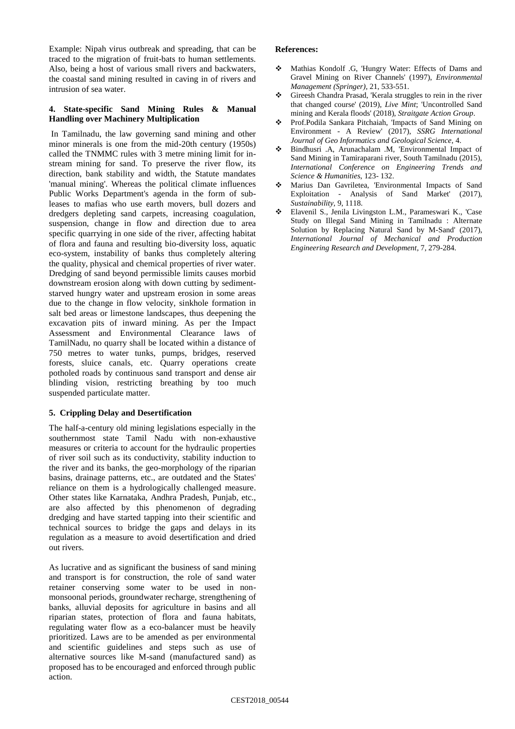Example: Nipah virus outbreak and spreading, that can be traced to the migration of fruit-bats to human settlements. Also, being a host of various small rivers and backwaters, the coastal sand mining resulted in caving in of rivers and intrusion of sea water.

#### 4. State-specific Sand Mining Rules & Manual Handling over Machinery Multiplication

In Tamilnadu, the law governing sand mining and other minor minerals is one from the mid-20th century (1950s) called the TNMMC rules with 3 metre mining limit for in-stream mining for sand. To preserve the river flow, its direction, bank stability and width, the Statute mandates 'manual mining'. Whereas the political climate influences Public Works Department's agenda in the form of sub-leases to mafias who use earth movers, bull dozers and dredgers depleting sand carpets, increasing coagulation, suspension, change in flow and direction due to area specific quarrying in one side of the river, affecting habitat of flora and fauna and resulting bio-diversity loss, aquatic eco-system, instability of banks thus completely altering the quality, physical and chemical properties of river water. Dredging of sand beyond permissible limits causes morbid downstream erosion along with down cutting by sediment-starved hungry water and upstream erosion in some areas due to the change in flow velocity, sinkhole formation in salt bed areas or limestone landscapes, thus deepening the excavation pits of inward mining. As per the Impact Assessment and Environmental Clearance laws of TamilNadu, no quarry shall be located within a distance of 750 metres to water tunks, pumps, bridges, reserved forests, sluice canals, etc. Quarry operations create potholed roads by continuous sand transport and dense air blinding vision, restricting breathing by too much suspended particulate matter.

#### 5. Crippling Delay and Desertification

The half-a-century old mining legislations especially in the southernmost state Tamil Nadu with non-exhaustive measures or criteria to account for the hydraulic properties of river soil such as its conductivity, stability induction to the river and its banks, the geo-morphology of the riparian basins, drainage patterns, etc., are outdated and the States' reliance on them is a hydrologically challenged measure. Other states like Karnataka, Andhra Pradesh, Punjab, etc., are also affected by this phenomenon of degrading dredging and have started tapping into their scientific and technical sources to bridge the gaps and delays in its regulation as a measure to avoid desertification and dried out rivers.

As lucrative and as significant the business of sand mining and transport is for construction, the role of sand water retainer conserving some water to be used in non-monsoonal periods, groundwater recharge, strengthening of banks, alluvial deposits for agriculture in basins and all riparian states, protection of flora and fauna habitats, regulating water flow as a eco-balancer must be heavily prioritized. Laws are to be amended as per environmental and scientific guidelines and steps such as use of alternative sources like M-sand (manufactured sand) as proposed has to be encouraged and enforced through public action.

#### References:

- Mathias Kondolf .G, 'Hungry Water: Effects of Dams and Gravel Mining on River Channels' (1997), *Environmental Management (Springer)*, 21, 533-551.
- Gireesh Chandra Prasad, 'Kerala struggles to rein in the river that changed course' (2019), *Live Mint*; 'Uncontrolled Sand mining and Kerala floods' (2018), *Straitgate Action Group*.
- Prof.Podila Sankara Pitchaiah, 'Impacts of Sand Mining on Environment - A Review' (2017), *SSRG International Journal of Geo Informatics and Geological Science*, 4.
- Bindhusri .A, Arunachalam .M, 'Environmental Impact of Sand Mining in Tamiraparani river, South Tamilnadu (2015), *International Conference on Engineering Trends and Science & Humanities*, 123- 132.
- Marius Dan Gavriletea, 'Environmental Impacts of Sand Exploitation - Analysis of Sand Market' (2017), *Sustainability*, 9, 1118.
- Elavenil S., Jenila Livingston L.M., Parameswari K., 'Case Study on Illegal Sand Mining in Tamilnadu : Alternate Solution by Replacing Natural Sand by M-Sand' (2017), *International Journal of Mechanical and Production Engineering Research and Development*, 7, 279-284.